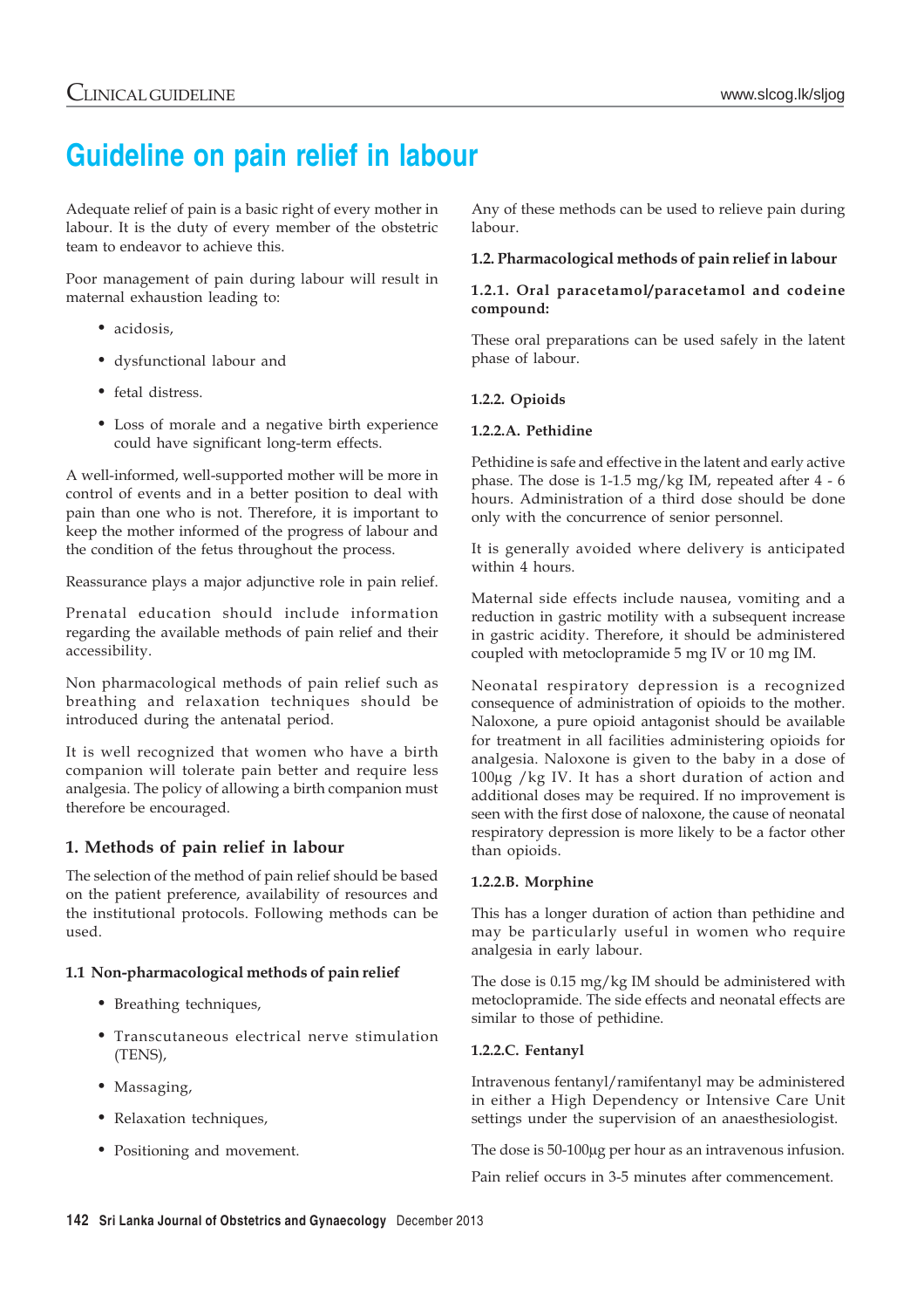# Guideline on pain relief in labour

Adequate relief of pain is a basic right of every mother in labour. It is the duty of every member of the obstetric team to endeavor to achieve this.

Poor management of pain during labour will result in maternal exhaustion leading to:

- acidosis,
- dysfunctional labour and
- fetal distress.
- Loss of morale and a negative birth experience could have significant long-term effects.

A well-informed, well-supported mother will be more in control of events and in a better position to deal with pain than one who is not. Therefore, it is important to keep the mother informed of the progress of labour and the condition of the fetus throughout the process.

Reassurance plays a major adjunctive role in pain relief.

Prenatal education should include information regarding the available methods of pain relief and their accessibility.

Non pharmacological methods of pain relief such as breathing and relaxation techniques should be introduced during the antenatal period.

It is well recognized that women who have a birth companion will tolerate pain better and require less analgesia. The policy of allowing a birth companion must therefore be encouraged.

## 1. Methods of pain relief in labour

The selection of the method of pain relief should be based on the patient preference, availability of resources and the institutional protocols. Following methods can be used.

### 1.1 Non-pharmacological methods of pain relief

- Breathing techniques,
- Transcutaneous electrical nerve stimulation (TENS),
- Massaging,
- Relaxation techniques,
- Positioning and movement.

Any of these methods can be used to relieve pain during labour.

### 1.2. Pharmacological methods of pain relief in labour

#### 1.2.1. Oral paracetamol/paracetamol and codeine compound:

These oral preparations can be used safely in the latent phase of labour.

#### 1.2.2. Opioids

##### 1.2.2.A. Pethidine

Pethidine is safe and effective in the latent and early active phase. The dose is 1-1.5 mg/kg IM, repeated after 4 - 6 hours. Administration of a third dose should be done only with the concurrence of senior personnel.

It is generally avoided where delivery is anticipated within 4 hours.

Maternal side effects include nausea, vomiting and a reduction in gastric motility with a subsequent increase in gastric acidity. Therefore, it should be administered coupled with metoclopramide 5 mg IV or 10 mg IM.

Neonatal respiratory depression is a recognized consequence of administration of opioids to the mother. Naloxone, a pure opioid antagonist should be available for treatment in all facilities administering opioids for analgesia. Naloxone is given to the baby in a dose of 100µg /kg IV. It has a short duration of action and additional doses may be required. If no improvement is seen with the first dose of naloxone, the cause of neonatal respiratory depression is more likely to be a factor other than opioids.

##### 1.2.2.B. Morphine

This has a longer duration of action than pethidine and may be particularly useful in women who require analgesia in early labour.

The dose is 0.15 mg/kg IM should be administered with metoclopramide. The side effects and neonatal effects are similar to those of pethidine.

##### 1.2.2.C. Fentanyl

Intravenous fentanyl/ramifentanyl may be administered in either a High Dependency or Intensive Care Unit settings under the supervision of an anaesthesiologist.

The dose is 50-100µg per hour as an intravenous infusion.

Pain relief occurs in 3-5 minutes after commencement.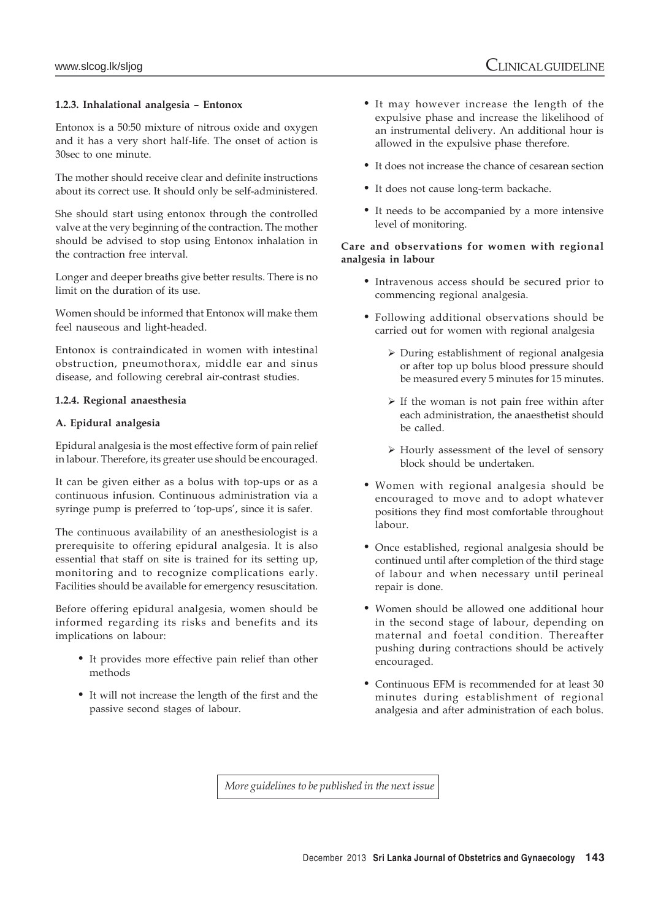#### 1.2.3. Inhalational analgesia – Entonox

Entonox is a 50:50 mixture of nitrous oxide and oxygen and it has a very short half-life. The onset of action is 30sec to one minute.

The mother should receive clear and definite instructions about its correct use. It should only be self-administered.

She should start using entonox through the controlled valve at the very beginning of the contraction. The mother should be advised to stop using Entonox inhalation in the contraction free interval.

Longer and deeper breaths give better results. There is no limit on the duration of its use.

Women should be informed that Entonox will make them feel nauseous and light-headed.

Entonox is contraindicated in women with intestinal obstruction, pneumothorax, middle ear and sinus disease, and following cerebral air-contrast studies.

#### 1.2.4. Regional anaesthesia

**A. Epidural analgesia**

Epidural analgesia is the most effective form of pain relief in labour. Therefore, its greater use should be encouraged.

It can be given either as a bolus with top-ups or as a continuous infusion. Continuous administration via a syringe pump is preferred to 'top-ups', since it is safer.

The continuous availability of an anesthesiologist is a prerequisite to offering epidural analgesia. It is also essential that staff on site is trained for its setting up, monitoring and to recognize complications early. Facilities should be available for emergency resuscitation.

Before offering epidural analgesia, women should be informed regarding its risks and benefits and its implications on labour:

- It provides more effective pain relief than other methods
- It will not increase the length of the first and the passive second stages of labour.
- It may however increase the length of the expulsive phase and increase the likelihood of an instrumental delivery. An additional hour is allowed in the expulsive phase therefore.
- It does not increase the chance of cesarean section
- It does not cause long-term backache.
- It needs to be accompanied by a more intensive level of monitoring.

**Care and observations for women with regional analgesia in labour**

- Intravenous access should be secured prior to commencing regional analgesia.
- Following additional observations should be carried out for women with regional analgesia
  - During establishment of regional analgesia or after top up bolus blood pressure should be measured every 5 minutes for 15 minutes.
  - If the woman is not pain free within after each administration, the anaesthetist should be called.
  - Hourly assessment of the level of sensory block should be undertaken.
- Women with regional analgesia should be encouraged to move and to adopt whatever positions they find most comfortable throughout labour.
- Once established, regional analgesia should be continued until after completion of the third stage of labour and when necessary until perineal repair is done.
- Women should be allowed one additional hour in the second stage of labour, depending on maternal and foetal condition. Thereafter pushing during contractions should be actively encouraged.
- Continuous EFM is recommended for at least 30 minutes during establishment of regional analgesia and after administration of each bolus.

*More guidelines to be published in the next issue*